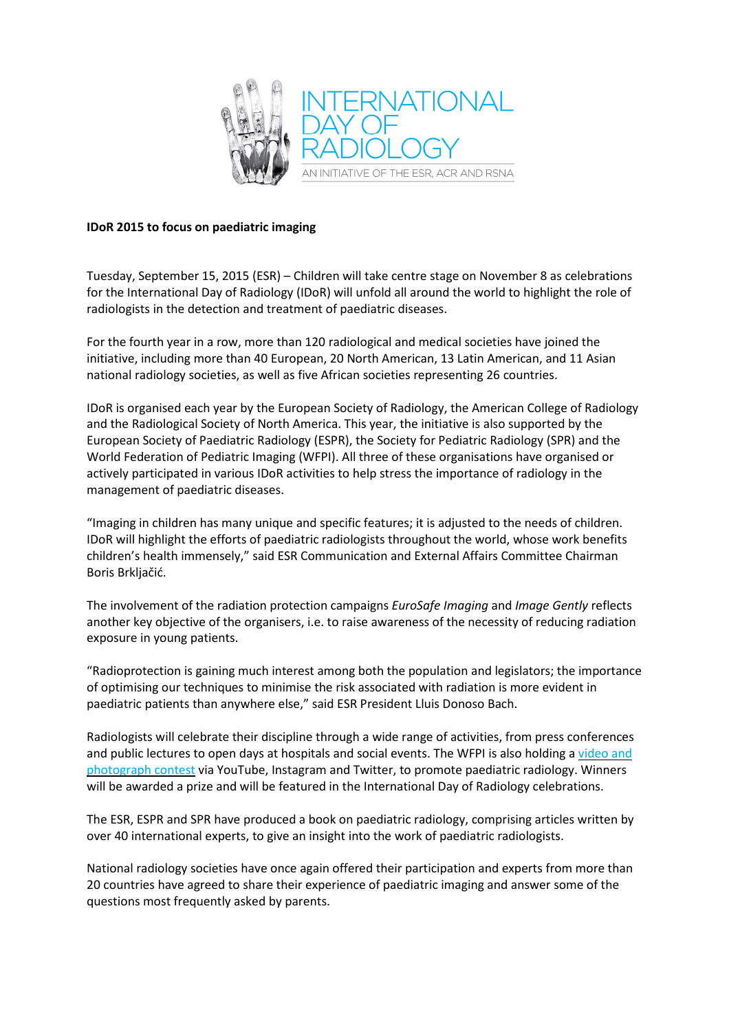INTERNATIONAL DAY OF RADIOLOGY

AN INITIATIVE OF THE ESR, ACR AND RSNA

**IDoR 2015 to focus on paediatric imaging**

Tuesday, September 15, 2015 (ESR) – Children will take centre stage on November 8 as celebrations for the International Day of Radiology (IDoR) will unfold all around the world to highlight the role of radiologists in the detection and treatment of paediatric diseases.

For the fourth year in a row, more than 120 radiological and medical societies have joined the initiative, including more than 40 European, 20 North American, 13 Latin American, and 11 Asian national radiology societies, as well as five African societies representing 26 countries.

IDoR is organised each year by the European Society of Radiology, the American College of Radiology and the Radiological Society of North America. This year, the initiative is also supported by the European Society of Paediatric Radiology (ESPR), the Society for Pediatric Radiology (SPR) and the World Federation of Pediatric Imaging (WFPI). All three of these organisations have organised or actively participated in various IDoR activities to help stress the importance of radiology in the management of paediatric diseases.

"Imaging in children has many unique and specific features; it is adjusted to the needs of children. IDoR will highlight the efforts of paediatric radiologists throughout the world, whose work benefits children's health immensely," said ESR Communication and External Affairs Committee Chairman Boris Brkljačić.

The involvement of the radiation protection campaigns *EuroSafe Imaging* and *Image Gently* reflects another key objective of the organisers, i.e. to raise awareness of the necessity of reducing radiation exposure in young patients.

"Radioprotection is gaining much interest among both the population and legislators; the importance of optimising our techniques to minimise the risk associated with radiation is more evident in paediatric patients than anywhere else," said ESR President Lluis Donoso Bach.

Radiologists will celebrate their discipline through a wide range of activities, from press conferences and public lectures to open days at hospitals and social events. The WFPI is also holding a video and photograph contest via YouTube, Instagram and Twitter, to promote paediatric radiology. Winners will be awarded a prize and will be featured in the International Day of Radiology celebrations.

The ESR, ESPR and SPR have produced a book on paediatric radiology, comprising articles written by over 40 international experts, to give an insight into the work of paediatric radiologists.

National radiology societies have once again offered their participation and experts from more than 20 countries have agreed to share their experience of paediatric imaging and answer some of the questions most frequently asked by parents.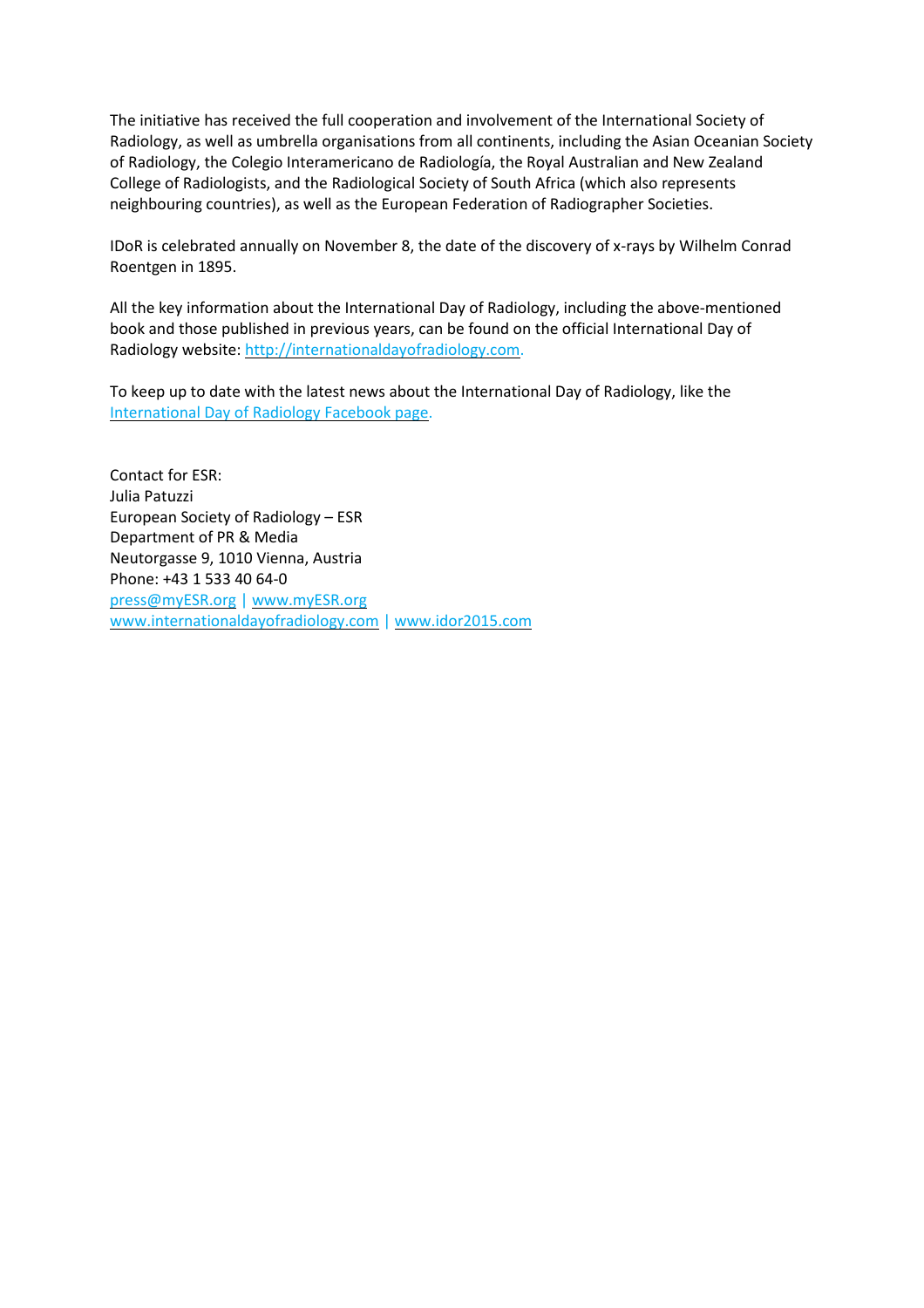The initiative has received the full cooperation and involvement of the International Society of Radiology, as well as umbrella organisations from all continents, including the Asian Oceanian Society of Radiology, the Colegio Interamericano de Radiología, the Royal Australian and New Zealand College of Radiologists, and the Radiological Society of South Africa (which also represents neighbouring countries), as well as the European Federation of Radiographer Societies.

IDoR is celebrated annually on November 8, the date of the discovery of x-rays by Wilhelm Conrad Roentgen in 1895.

All the key information about the International Day of Radiology, including the above-mentioned book and those published in previous years, can be found on the official International Day of Radiology website: [http://internationaldayofradiology.com](http://internationaldayofradiology.com).

To keep up to date with the latest news about the International Day of Radiology, like the [International Day of Radiology Facebook page](#).

Contact for ESR:
Julia Patuzzi
European Society of Radiology – ESR
Department of PR & Media
Neutorgasse 9, 1010 Vienna, Austria
Phone: +43 1 533 40 64-0
[press@myESR.org](mailto:press@myESR.org) | [www.myESR.org](http://www.myESR.org)
[www.internationaldayofradiology.com](http://www.internationaldayofradiology.com) | [www.idor2015.com](http://www.idor2015.com)